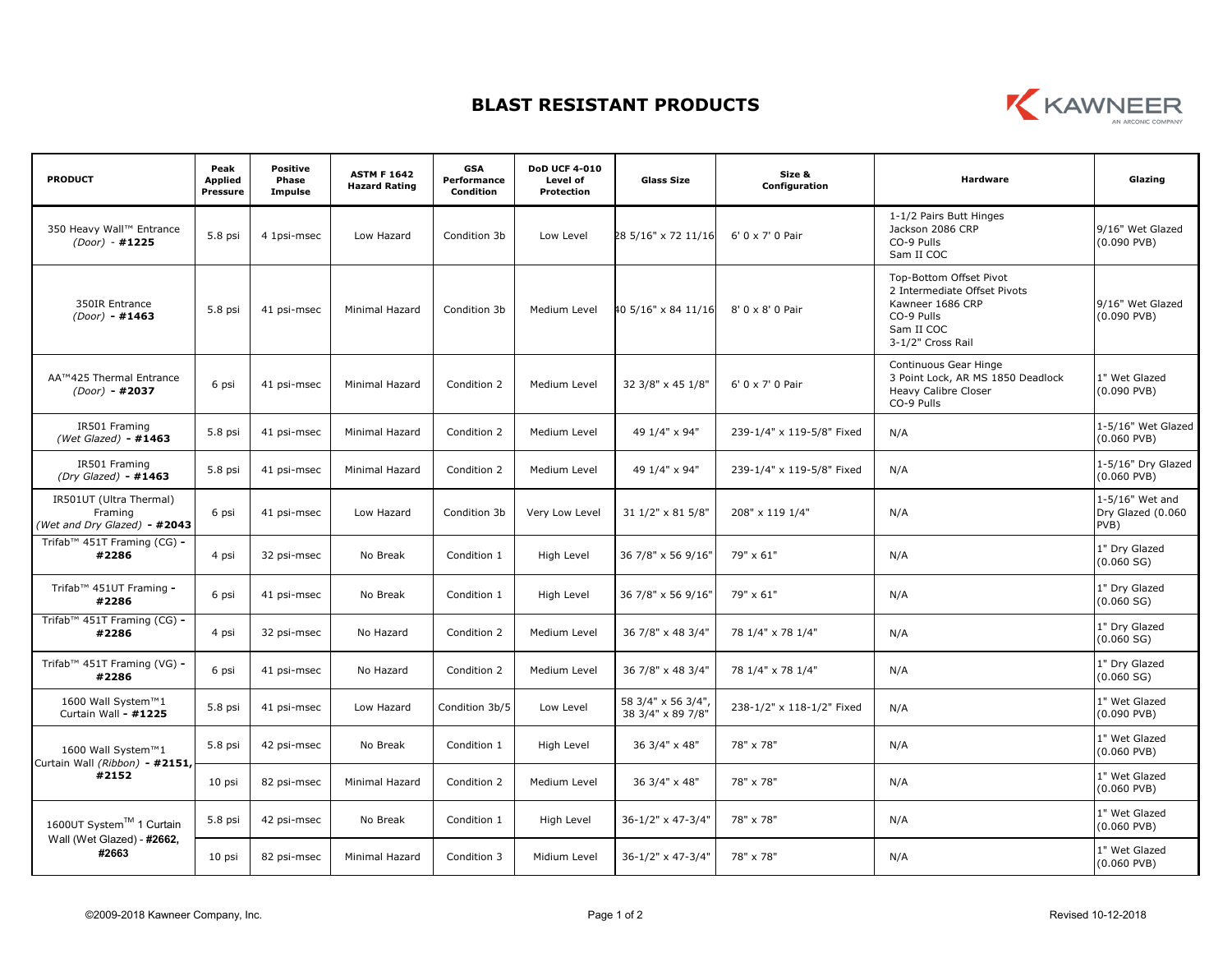# BLAST RESISTANT PRODUCTS

KAWNEER
AN ARCONIC COMPANY

| PRODUCT | Peak Applied Pressure | Positive Phase Impulse | ASTM F 1642 Hazard Rating | GSA Performance Condition | DoD UCF 4-010 Level of Protection | Glass Size | Size & Configuration | Hardware | Glazing |
|---|---|---|---|---|---|---|---|---|---|
| 350 Heavy Wall™ Entrance *(Door)* - **#1225** | 5.8 psi | 4 1psi-msec | Low Hazard | Condition 3b | Low Level | 28 5/16" x 72 11/16 | 6' 0 x 7' 0 Pair | 1-1/2 Pairs Butt Hinges<br>Jackson 2086 CRP<br>CO-9 Pulls<br>Sam II COC | 9/16" Wet Glazed (0.090 PVB) |
| 350IR Entrance *(Door)* **- #1463** | 5.8 psi | 41 psi-msec | Minimal Hazard | Condition 3b | Medium Level | 40 5/16" x 84 11/16 | 8' 0 x 8' 0 Pair | Top-Bottom Offset Pivot<br>2 Intermediate Offset Pivots<br>Kawneer 1686 CRP<br>CO-9 Pulls<br>Sam II COC<br>3-1/2" Cross Rail | 9/16" Wet Glazed (0.090 PVB) |
| AA™425 Thermal Entrance *(Door)* **- #2037** | 6 psi | 41 psi-msec | Minimal Hazard | Condition 2 | Medium Level | 32 3/8" x 45 1/8" | 6' 0 x 7' 0 Pair | Continuous Gear Hinge<br>3 Point Lock, AR MS 1850 Deadlock<br>Heavy Calibre Closer<br>CO-9 Pulls | 1" Wet Glazed (0.090 PVB) |
| IR501 Framing *(Wet Glazed)* **- #1463** | 5.8 psi | 41 psi-msec | Minimal Hazard | Condition 2 | Medium Level | 49 1/4" x 94" | 239-1/4" x 119-5/8" Fixed | N/A | 1-5/16" Wet Glazed (0.060 PVB) |
| IR501 Framing *(Dry Glazed)* **- #1463** | 5.8 psi | 41 psi-msec | Minimal Hazard | Condition 2 | Medium Level | 49 1/4" x 94" | 239-1/4" x 119-5/8" Fixed | N/A | 1-5/16" Dry Glazed (0.060 PVB) |
| IR501UT (Ultra Thermal) Framing *(Wet and Dry Glazed)* **- #2043** | 6 psi | 41 psi-msec | Low Hazard | Condition 3b | Very Low Level | 31 1/2" x 81 5/8" | 208" x 119 1/4" | N/A | 1-5/16" Wet and Dry Glazed (0.060 PVB) |
| Trifab™ 451T Framing (CG) **- #2286** | 4 psi | 32 psi-msec | No Break | Condition 1 | High Level | 36 7/8" x 56 9/16" | 79" x 61" | N/A | 1" Dry Glazed (0.060 SG) |
| Trifab™ 451UT Framing **- #2286** | 6 psi | 41 psi-msec | No Break | Condition 1 | High Level | 36 7/8" x 56 9/16" | 79" x 61" | N/A | 1" Dry Glazed (0.060 SG) |
| Trifab™ 451T Framing (CG) **- #2286** | 4 psi | 32 psi-msec | No Hazard | Condition 2 | Medium Level | 36 7/8" x 48 3/4" | 78 1/4" x 78 1/4" | N/A | 1" Dry Glazed (0.060 SG) |
| Trifab™ 451T Framing (VG) **- #2286** | 6 psi | 41 psi-msec | No Hazard | Condition 2 | Medium Level | 36 7/8" x 48 3/4" | 78 1/4" x 78 1/4" | N/A | 1" Dry Glazed (0.060 SG) |
| 1600 Wall System™1 Curtain Wall **- #1225** | 5.8 psi | 41 psi-msec | Low Hazard | Condition 3b/5 | Low Level | 58 3/4" x 56 3/4", 38 3/4" x 89 7/8" | 238-1/2" x 118-1/2" Fixed | N/A | 1" Wet Glazed (0.090 PVB) |
| 1600 Wall System™1 Curtain Wall *(Ribbon)* **- #2151, #2152** | 5.8 psi | 42 psi-msec | No Break | Condition 1 | High Level | 36 3/4" x 48" | 78" x 78" | N/A | 1" Wet Glazed (0.060 PVB) |
| | 10 psi | 82 psi-msec | Minimal Hazard | Condition 2 | Medium Level | 36 3/4" x 48" | 78" x 78" | N/A | 1" Wet Glazed (0.060 PVB) |
| 1600UT System™ 1 Curtain Wall (Wet Glazed) **- #2662, #2663** | 5.8 psi | 42 psi-msec | No Break | Condition 1 | High Level | 36-1/2" x 47-3/4" | 78" x 78" | N/A | 1" Wet Glazed (0.060 PVB) |
| | 10 psi | 82 psi-msec | Minimal Hazard | Condition 3 | Midium Level | 36-1/2" x 47-3/4" | 78" x 78" | N/A | 1" Wet Glazed (0.060 PVB) |

©2009-2018 Kawneer Company, Inc.

Revised 10-12-2018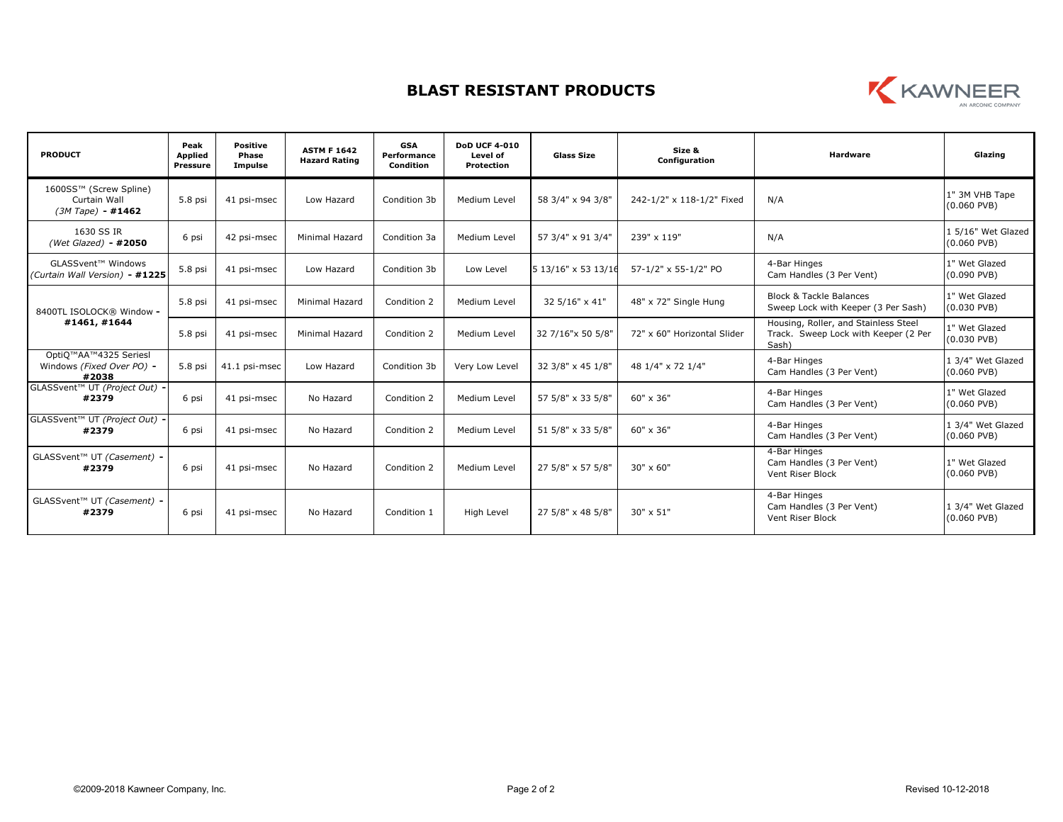# BLAST RESISTANT PRODUCTS

KAWNEER
AN ARCONIC COMPANY

| PRODUCT | Peak Applied Pressure | Positive Phase Impulse | ASTM F 1642 Hazard Rating | GSA Performance Condition | DoD UCF 4-010 Level of Protection | Glass Size | Size & Configuration | Hardware | Glazing |
|---|---|---|---|---|---|---|---|---|---|
| 1600SS™ (Screw Spline) Curtain Wall *(3M Tape)* **- #1462** | 5.8 psi | 41 psi-msec | Low Hazard | Condition 3b | Medium Level | 58 3/4" x 94 3/8" | 242-1/2" x 118-1/2" Fixed | N/A | 1" 3M VHB Tape (0.060 PVB) |
| 1630 SS IR *(Wet Glazed)* **- #2050** | 6 psi | 42 psi-msec | Minimal Hazard | Condition 3a | Medium Level | 57 3/4" x 91 3/4" | 239" x 119" | N/A | 1 5/16" Wet Glazed (0.060 PVB) |
| GLASSvent™ Windows *(Curtain Wall Version)* **- #1225** | 5.8 psi | 41 psi-msec | Low Hazard | Condition 3b | Low Level | 5 13/16" x 53 13/16 | 57-1/2" x 55-1/2" PO | 4-Bar Hinges<br>Cam Handles (3 Per Vent) | 1" Wet Glazed (0.090 PVB) |
| 8400TL ISOLOCK® Window **- #1461, #1644** | 5.8 psi | 41 psi-msec | Minimal Hazard | Condition 2 | Medium Level | 32 5/16" x 41" | 48" x 72" Single Hung | Block & Tackle Balances<br>Sweep Lock with Keeper (3 Per Sash) | 1" Wet Glazed (0.030 PVB) |
| | 5.8 psi | 41 psi-msec | Minimal Hazard | Condition 2 | Medium Level | 32 7/16"x 50 5/8" | 72" x 60" Horizontal Slider | Housing, Roller, and Stainless Steel Track. Sweep Lock with Keeper (2 Per Sash) | 1" Wet Glazed (0.030 PVB) |
| OptiQ™AA™4325 Seriesl Windows *(Fixed Over PO)* **- #2038** | 5.8 psi | 41.1 psi-msec | Low Hazard | Condition 3b | Very Low Level | 32 3/8" x 45 1/8" | 48 1/4" x 72 1/4" | 4-Bar Hinges<br>Cam Handles (3 Per Vent) | 1 3/4" Wet Glazed (0.060 PVB) |
| GLASSvent™ UT *(Project Out)* **- #2379** | 6 psi | 41 psi-msec | No Hazard | Condition 2 | Medium Level | 57 5/8" x 33 5/8" | 60" x 36" | 4-Bar Hinges<br>Cam Handles (3 Per Vent) | 1" Wet Glazed (0.060 PVB) |
| GLASSvent™ UT *(Project Out)* **- #2379** | 6 psi | 41 psi-msec | No Hazard | Condition 2 | Medium Level | 51 5/8" x 33 5/8" | 60" x 36" | 4-Bar Hinges<br>Cam Handles (3 Per Vent) | 1 3/4" Wet Glazed (0.060 PVB) |
| GLASSvent™ UT *(Casement)* **- #2379** | 6 psi | 41 psi-msec | No Hazard | Condition 2 | Medium Level | 27 5/8" x 57 5/8" | 30" x 60" | 4-Bar Hinges<br>Cam Handles (3 Per Vent)<br>Vent Riser Block | 1" Wet Glazed (0.060 PVB) |
| GLASSvent™ UT *(Casement)* **- #2379** | 6 psi | 41 psi-msec | No Hazard | Condition 1 | High Level | 27 5/8" x 48 5/8" | 30" x 51" | 4-Bar Hinges<br>Cam Handles (3 Per Vent)<br>Vent Riser Block | 1 3/4" Wet Glazed (0.060 PVB) |

©2009-2018 Kawneer Company, Inc.

Revised 10-12-2018